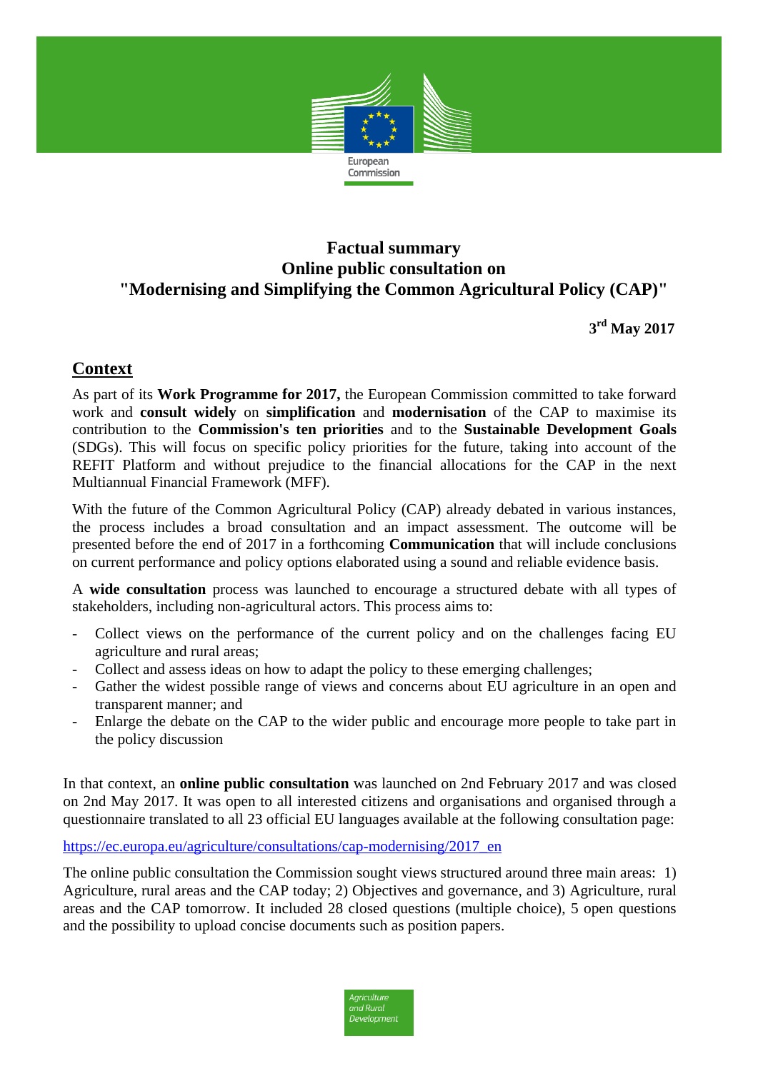# Factual summary
# Online public consultation on
# "Modernising and Simplifying the Common Agricultural Policy (CAP)"

**3rd May 2017**

## Context

As part of its **Work Programme for 2017,** the European Commission committed to take forward work and **consult widely** on **simplification** and **modernisation** of the CAP to maximise its contribution to the **Commission's ten priorities** and to the **Sustainable Development Goals** (SDGs). This will focus on specific policy priorities for the future, taking into account of the REFIT Platform and without prejudice to the financial allocations for the CAP in the next Multiannual Financial Framework (MFF).

With the future of the Common Agricultural Policy (CAP) already debated in various instances, the process includes a broad consultation and an impact assessment. The outcome will be presented before the end of 2017 in a forthcoming **Communication** that will include conclusions on current performance and policy options elaborated using a sound and reliable evidence basis.

A **wide consultation** process was launched to encourage a structured debate with all types of stakeholders, including non-agricultural actors. This process aims to:

- Collect views on the performance of the current policy and on the challenges facing EU agriculture and rural areas;
- Collect and assess ideas on how to adapt the policy to these emerging challenges;
- Gather the widest possible range of views and concerns about EU agriculture in an open and transparent manner; and
- Enlarge the debate on the CAP to the wider public and encourage more people to take part in the policy discussion

In that context, an **online public consultation** was launched on 2nd February 2017 and was closed on 2nd May 2017. It was open to all interested citizens and organisations and organised through a questionnaire translated to all 23 official EU languages available at the following consultation page:

https://ec.europa.eu/agriculture/consultations/cap-modernising/2017_en

The online public consultation the Commission sought views structured around three main areas: 1) Agriculture, rural areas and the CAP today; 2) Objectives and governance, and 3) Agriculture, rural areas and the CAP tomorrow. It included 28 closed questions (multiple choice), 5 open questions and the possibility to upload concise documents such as position papers.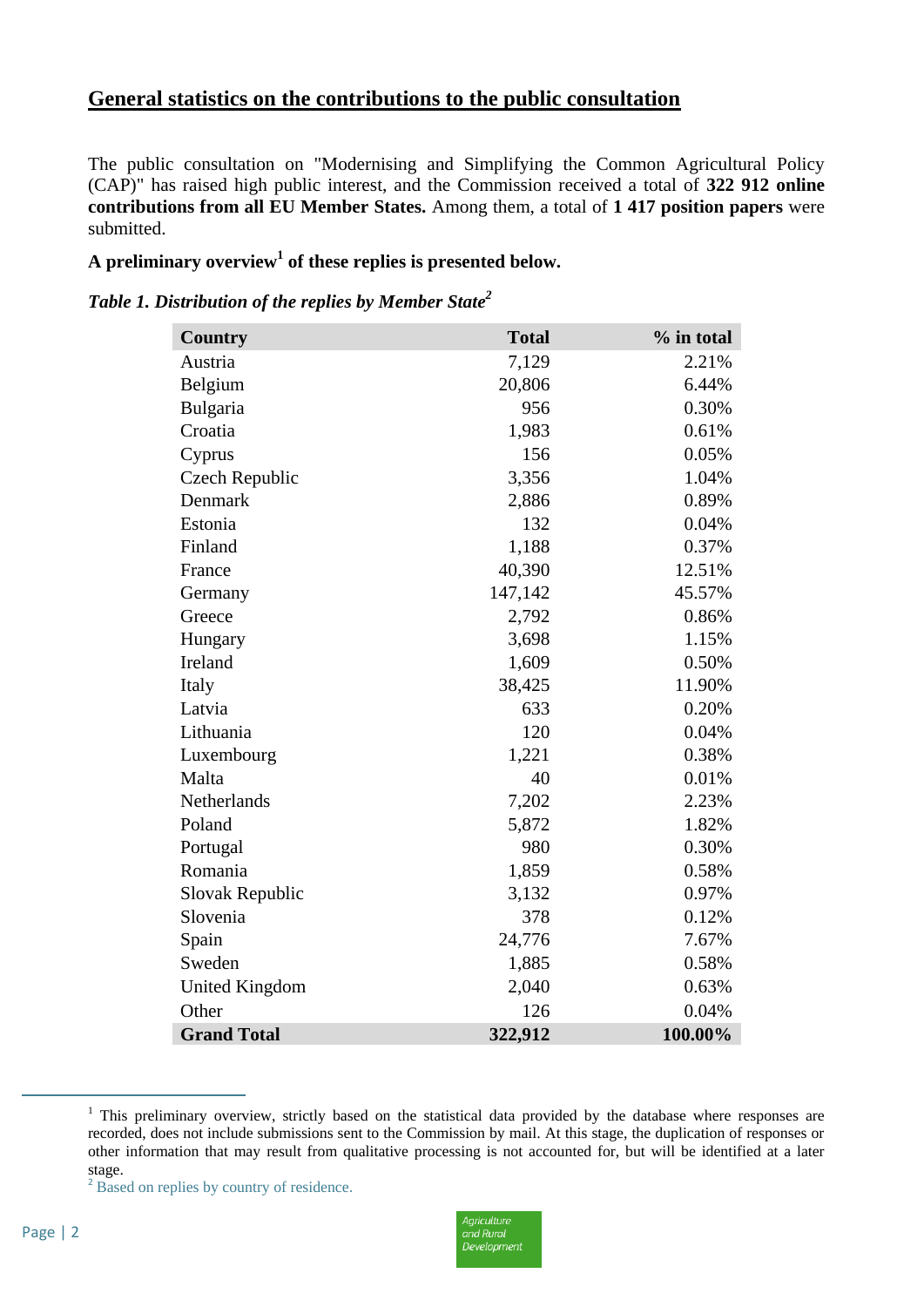## General statistics on the contributions to the public consultation

The public consultation on "Modernising and Simplifying the Common Agricultural Policy (CAP)" has raised high public interest, and the Commission received a total of **322 912 online contributions from all EU Member States.** Among them, a total of **1 417 position papers** were submitted.

**A preliminary overview[1] of these replies is presented below.**

***Table 1. Distribution of the replies by Member State[2]***

| Country | Total | % in total |
|---|---:|---:|
| Austria | 7,129 | 2.21% |
| Belgium | 20,806 | 6.44% |
| Bulgaria | 956 | 0.30% |
| Croatia | 1,983 | 0.61% |
| Cyprus | 156 | 0.05% |
| Czech Republic | 3,356 | 1.04% |
| Denmark | 2,886 | 0.89% |
| Estonia | 132 | 0.04% |
| Finland | 1,188 | 0.37% |
| France | 40,390 | 12.51% |
| Germany | 147,142 | 45.57% |
| Greece | 2,792 | 0.86% |
| Hungary | 3,698 | 1.15% |
| Ireland | 1,609 | 0.50% |
| Italy | 38,425 | 11.90% |
| Latvia | 633 | 0.20% |
| Lithuania | 120 | 0.04% |
| Luxembourg | 1,221 | 0.38% |
| Malta | 40 | 0.01% |
| Netherlands | 7,202 | 2.23% |
| Poland | 5,872 | 1.82% |
| Portugal | 980 | 0.30% |
| Romania | 1,859 | 0.58% |
| Slovak Republic | 3,132 | 0.97% |
| Slovenia | 378 | 0.12% |
| Spain | 24,776 | 7.67% |
| Sweden | 1,885 | 0.58% |
| United Kingdom | 2,040 | 0.63% |
| Other | 126 | 0.04% |
| **Grand Total** | **322,912** | **100.00%** |

[1] This preliminary overview, strictly based on the statistical data provided by the database where responses are recorded, does not include submissions sent to the Commission by mail. At this stage, the duplication of responses or other information that may result from qualitative processing is not accounted for, but will be identified at a later stage.

[2] Based on replies by country of residence.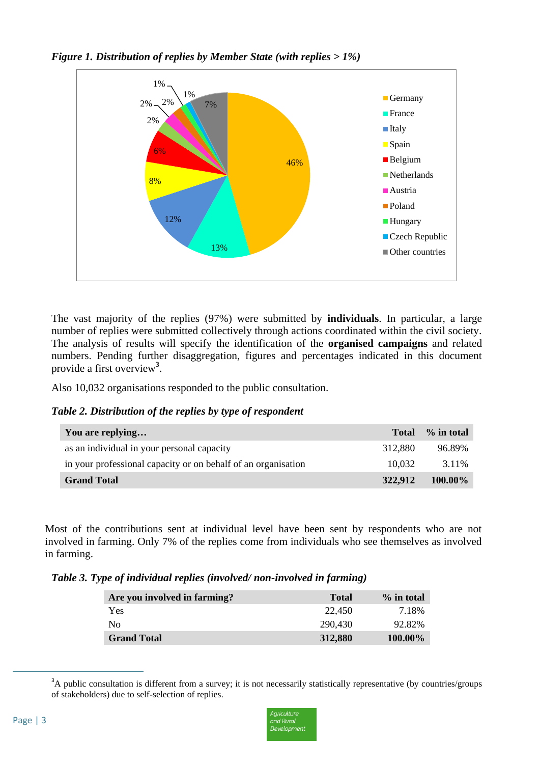*Figure 1. Distribution of replies by Member State (with replies > 1%)*

The vast majority of the replies (97%) were submitted by **individuals**. In particular, a large number of replies were submitted collectively through actions coordinated within the civil society. The analysis of results will specify the identification of the **organised campaigns** and related numbers. Pending further disaggregation, figures and percentages indicated in this document provide a first overview[3].

Also 10,032 organisations responded to the public consultation.

*Table 2. Distribution of the replies by type of respondent*

| You are replying… | Total | % in total |
|---|---|---|
| as an individual in your personal capacity | 312,880 | 96.89% |
| in your professional capacity or on behalf of an organisation | 10,032 | 3.11% |
| **Grand Total** | **322,912** | **100.00%** |

Most of the contributions sent at individual level have been sent by respondents who are not involved in farming. Only 7% of the replies come from individuals who see themselves as involved in farming.

*Table 3. Type of individual replies (involved/ non-involved in farming)*

| Are you involved in farming? | Total | % in total |
|---|---|---|
| Yes | 22,450 | 7.18% |
| No | 290,430 | 92.82% |
| **Grand Total** | **312,880** | **100.00%** |

[3] A public consultation is different from a survey; it is not necessarily statistically representative (by countries/groups of stakeholders) due to self-selection of replies.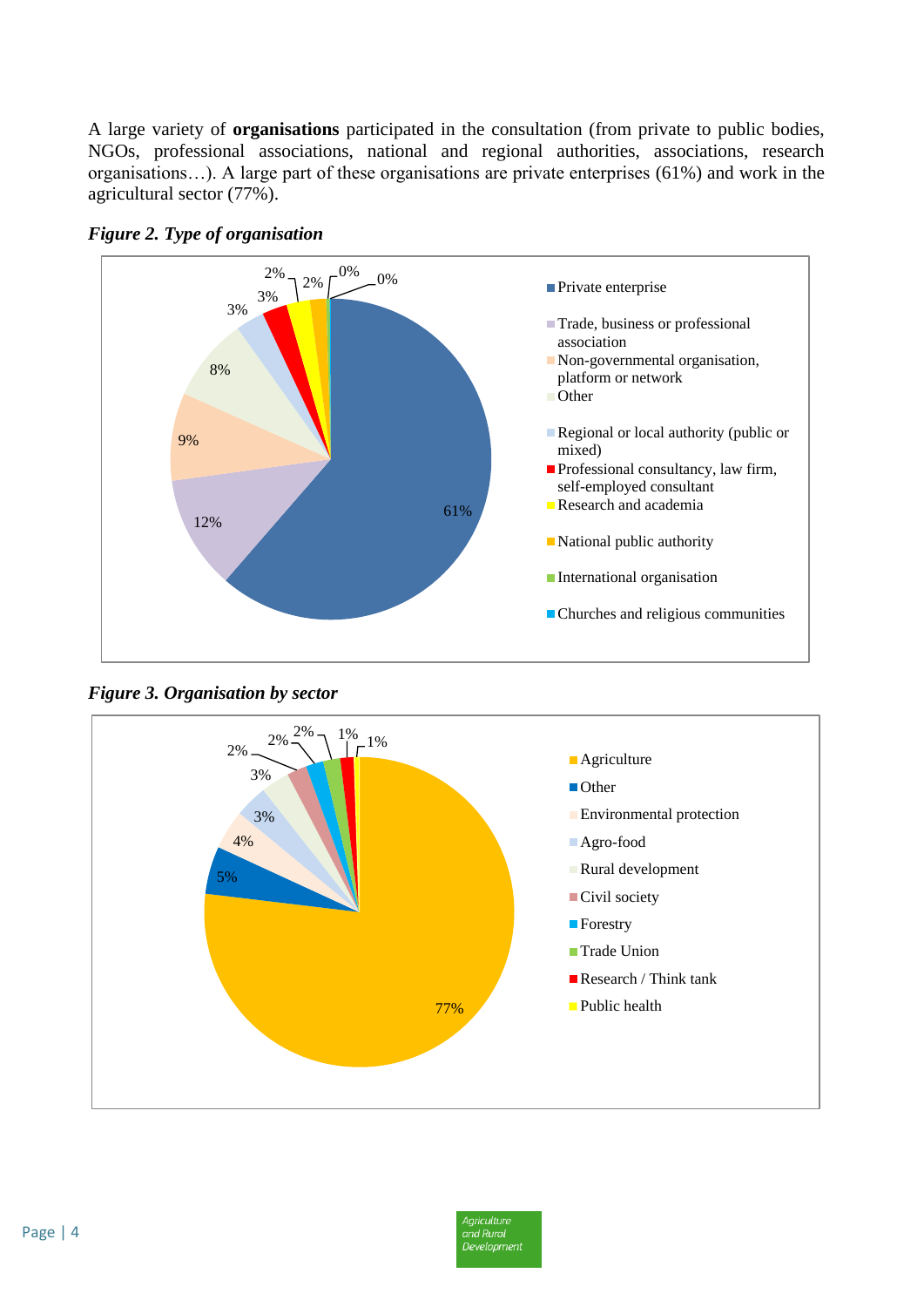A large variety of **organisations** participated in the consultation (from private to public bodies, NGOs, professional associations, national and regional authorities, associations, research organisations…). A large part of these organisations are private enterprises (61%) and work in the agricultural sector (77%).

***Figure 2. Type of organisation***

| Type of organisation | Share |
|---|---|
| Private enterprise | 61% |
| Trade, business or professional association | 12% |
| Non-governmental organisation, platform or network | 9% |
| Other | 8% |
| Regional or local authority (public or mixed) | 3% |
| Professional consultancy, law firm, self-employed consultant | 3% |
| Research and academia | 2% |
| National public authority | 2% |
| International organisation | 0% |
| Churches and religious communities | 0% |

***Figure 3. Organisation by sector***

| Sector | Share |
|---|---|
| Agriculture | 77% |
| Other | 5% |
| Environmental protection | 4% |
| Agro-food | 3% |
| Rural development | 3% |
| Civil society | 2% |
| Forestry | 2% |
| Trade Union | 2% |
| Research / Think tank | 1% |
| Public health | 1% |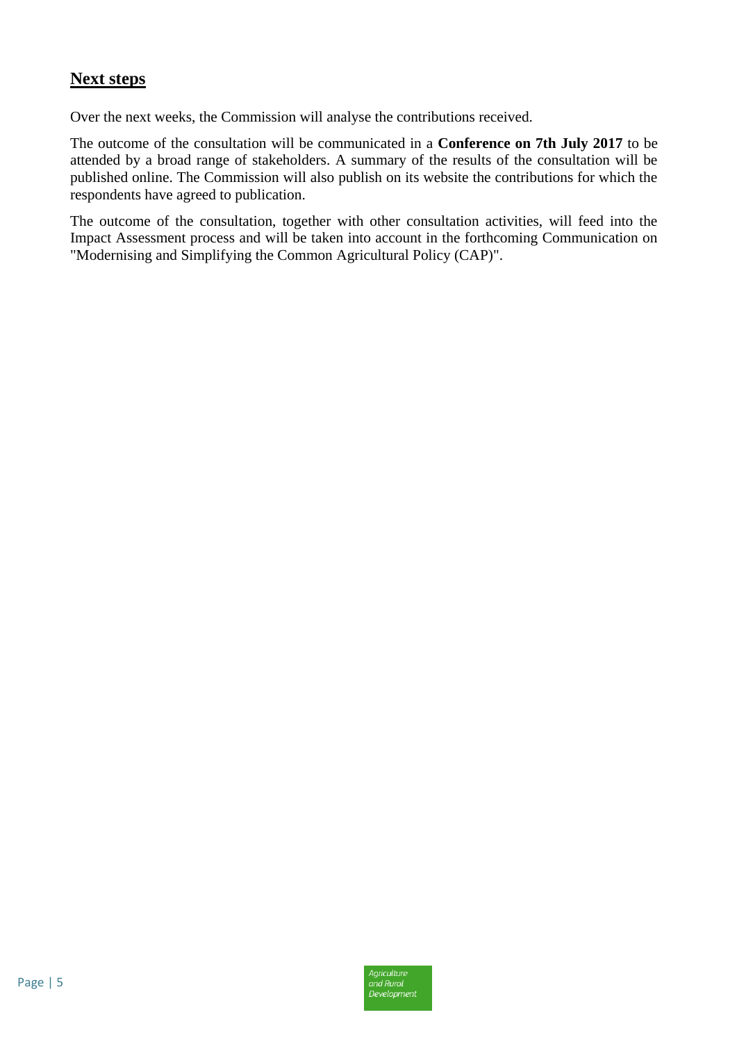## Next steps

Over the next weeks, the Commission will analyse the contributions received.

The outcome of the consultation will be communicated in a **Conference on 7th July 2017** to be attended by a broad range of stakeholders. A summary of the results of the consultation will be published online. The Commission will also publish on its website the contributions for which the respondents have agreed to publication.

The outcome of the consultation, together with other consultation activities, will feed into the Impact Assessment process and will be taken into account in the forthcoming Communication on "Modernising and Simplifying the Common Agricultural Policy (CAP)".